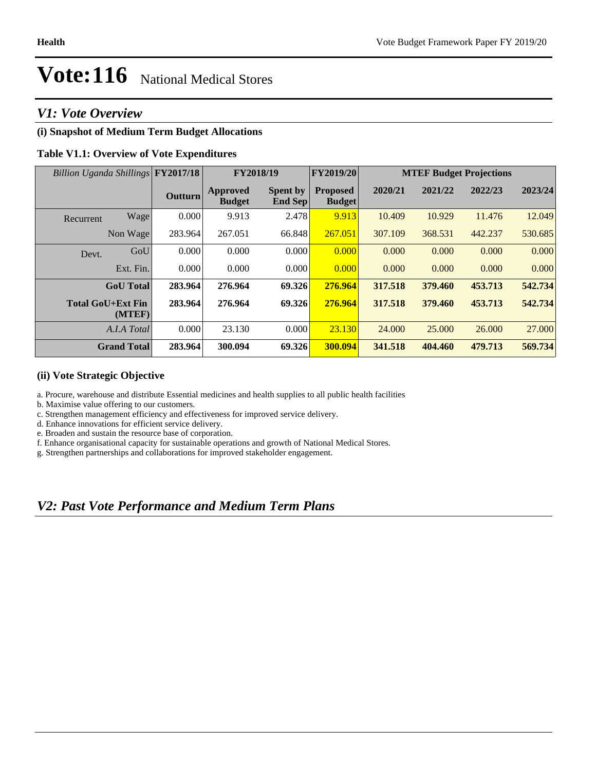# Vote:116 National Medical Stores

## *V1: Vote Overview*

### (i) Snapshot of Medium Term Budget Allocations

**Table V1.1: Overview of Vote Expenditures**

| *Billion Uganda Shillings* | | FY2017/18 | FY2018/19 | | FY2019/20 | MTEF Budget Projections | | | |
|---|---|---|---|---|---|---|---|---|---|
| | | **Outturn** | **Approved Budget** | **Spent by End Sep** | **Proposed Budget** | **2020/21** | **2021/22** | **2022/23** | **2023/24** |
| Recurrent | Wage | 0.000 | 9.913 | 2.478 | 9.913 | 10.409 | 10.929 | 11.476 | 12.049 |
| | Non Wage | 283.964 | 267.051 | 66.848 | 267.051 | 307.109 | 368.531 | 442.237 | 530.685 |
| Devt. | GoU | 0.000 | 0.000 | 0.000 | 0.000 | 0.000 | 0.000 | 0.000 | 0.000 |
| | Ext. Fin. | 0.000 | 0.000 | 0.000 | 0.000 | 0.000 | 0.000 | 0.000 | 0.000 |
| | **GoU Total** | **283.964** | **276.964** | **69.326** | **276.964** | **317.518** | **379.460** | **453.713** | **542.734** |
| | **Total GoU+Ext Fin (MTEF)** | **283.964** | **276.964** | **69.326** | **276.964** | **317.518** | **379.460** | **453.713** | **542.734** |
| | *A.I.A Total* | 0.000 | 23.130 | 0.000 | 23.130 | 24.000 | 25.000 | 26.000 | 27.000 |
| | **Grand Total** | **283.964** | **300.094** | **69.326** | **300.094** | **341.518** | **404.460** | **479.713** | **569.734** |

### (ii) Vote Strategic Objective

a. Procure, warehouse and distribute Essential medicines and health supplies to all public health facilities
b. Maximise value offering to our customers.
c. Strengthen management efficiency and effectiveness for improved service delivery.
d. Enhance innovations for efficient service delivery.
e. Broaden and sustain the resource base of corporation.
f. Enhance organisational capacity for sustainable operations and growth of National Medical Stores.
g. Strengthen partnerships and collaborations for improved stakeholder engagement.

## *V2: Past Vote Performance and Medium Term Plans*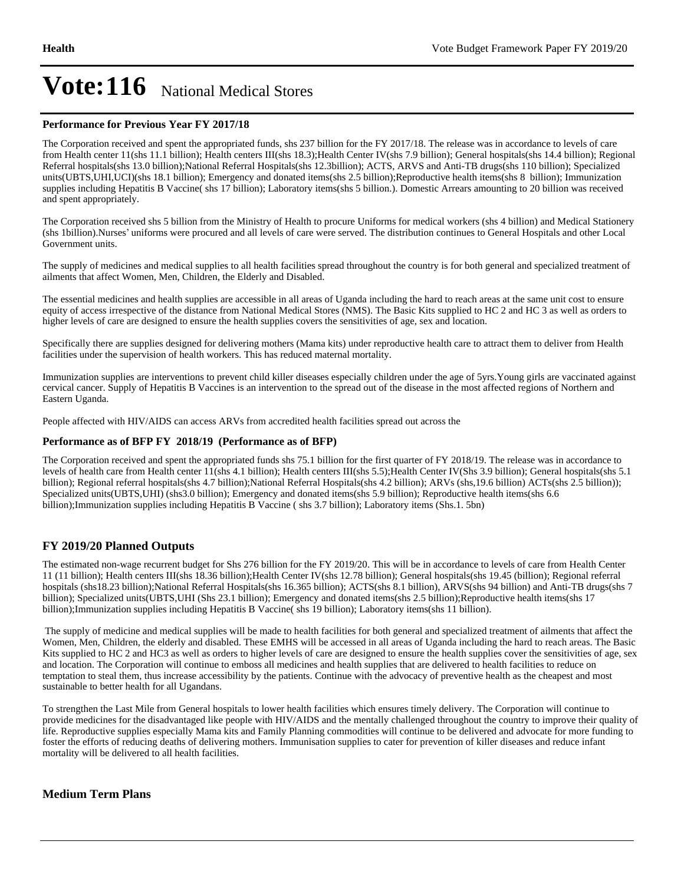# Vote:116 National Medical Stores

### Performance for Previous Year FY 2017/18

The Corporation received and spent the appropriated funds, shs 237 billion for the FY 2017/18. The release was in accordance to levels of care from Health center 11(shs 11.1 billion); Health centers III(shs 18.3);Health Center IV(shs 7.9 billion); General hospitals(shs 14.4 billion); Regional Referral hospitals(shs 13.0 billion);National Referral Hospitals(shs 12.3billion); ACTS, ARVS and Anti-TB drugs(shs 110 billion); Specialized units(UBTS,UHI,UCI)(shs 18.1 billion); Emergency and donated items(shs 2.5 billion);Reproductive health items(shs 8 billion); Immunization supplies including Hepatitis B Vaccine( shs 17 billion); Laboratory items(shs 5 billion.). Domestic Arrears amounting to 20 billion was received and spent appropriately.

The Corporation received shs 5 billion from the Ministry of Health to procure Uniforms for medical workers (shs 4 billion) and Medical Stationery (shs 1billion).Nurses' uniforms were procured and all levels of care were served. The distribution continues to General Hospitals and other Local Government units.

The supply of medicines and medical supplies to all health facilities spread throughout the country is for both general and specialized treatment of ailments that affect Women, Men, Children, the Elderly and Disabled.

The essential medicines and health supplies are accessible in all areas of Uganda including the hard to reach areas at the same unit cost to ensure equity of access irrespective of the distance from National Medical Stores (NMS). The Basic Kits supplied to HC 2 and HC 3 as well as orders to higher levels of care are designed to ensure the health supplies covers the sensitivities of age, sex and location.

Specifically there are supplies designed for delivering mothers (Mama kits) under reproductive health care to attract them to deliver from Health facilities under the supervision of health workers. This has reduced maternal mortality.

Immunization supplies are interventions to prevent child killer diseases especially children under the age of 5yrs.Young girls are vaccinated against cervical cancer. Supply of Hepatitis B Vaccines is an intervention to the spread out of the disease in the most affected regions of Northern and Eastern Uganda.

People affected with HIV/AIDS can access ARVs from accredited health facilities spread out across the

### Performance as of BFP FY 2018/19 (Performance as of BFP)

The Corporation received and spent the appropriated funds shs 75.1 billion for the first quarter of FY 2018/19. The release was in accordance to levels of health care from Health center 11(shs 4.1 billion); Health centers III(shs 5.5);Health Center IV(Shs 3.9 billion); General hospitals(shs 5.1 billion); Regional referral hospitals(shs 4.7 billion);National Referral Hospitals(shs 4.2 billion); ARVs (shs,19.6 billion) ACTs(shs 2.5 billion)); Specialized units(UBTS,UHI) (shs3.0 billion); Emergency and donated items(shs 5.9 billion); Reproductive health items(shs 6.6 billion);Immunization supplies including Hepatitis B Vaccine ( shs 3.7 billion); Laboratory items (Shs.1. 5bn)

## FY 2019/20 Planned Outputs

The estimated non-wage recurrent budget for Shs 276 billion for the FY 2019/20. This will be in accordance to levels of care from Health Center 11 (11 billion); Health centers III(shs 18.36 billion);Health Center IV(shs 12.78 billion); General hospitals(shs 19.45 (billion); Regional referral hospitals (shs18.23 billion);National Referral Hospitals(shs 16.365 billion); ACTS(shs 8.1 billion), ARVS(shs 94 billion) and Anti-TB drugs(shs 7 billion); Specialized units(UBTS,UHI (Shs 23.1 billion); Emergency and donated items(shs 2.5 billion);Reproductive health items(shs 17 billion);Immunization supplies including Hepatitis B Vaccine( shs 19 billion); Laboratory items(shs 11 billion).

The supply of medicine and medical supplies will be made to health facilities for both general and specialized treatment of ailments that affect the Women, Men, Children, the elderly and disabled. These EMHS will be accessed in all areas of Uganda including the hard to reach areas. The Basic Kits supplied to HC 2 and HC3 as well as orders to higher levels of care are designed to ensure the health supplies cover the sensitivities of age, sex and location. The Corporation will continue to emboss all medicines and health supplies that are delivered to health facilities to reduce on temptation to steal them, thus increase accessibility by the patients. Continue with the advocacy of preventive health as the cheapest and most sustainable to better health for all Ugandans.

To strengthen the Last Mile from General hospitals to lower health facilities which ensures timely delivery. The Corporation will continue to provide medicines for the disadvantaged like people with HIV/AIDS and the mentally challenged throughout the country to improve their quality of life. Reproductive supplies especially Mama kits and Family Planning commodities will continue to be delivered and advocate for more funding to foster the efforts of reducing deaths of delivering mothers. Immunisation supplies to cater for prevention of killer diseases and reduce infant mortality will be delivered to all health facilities.

## Medium Term Plans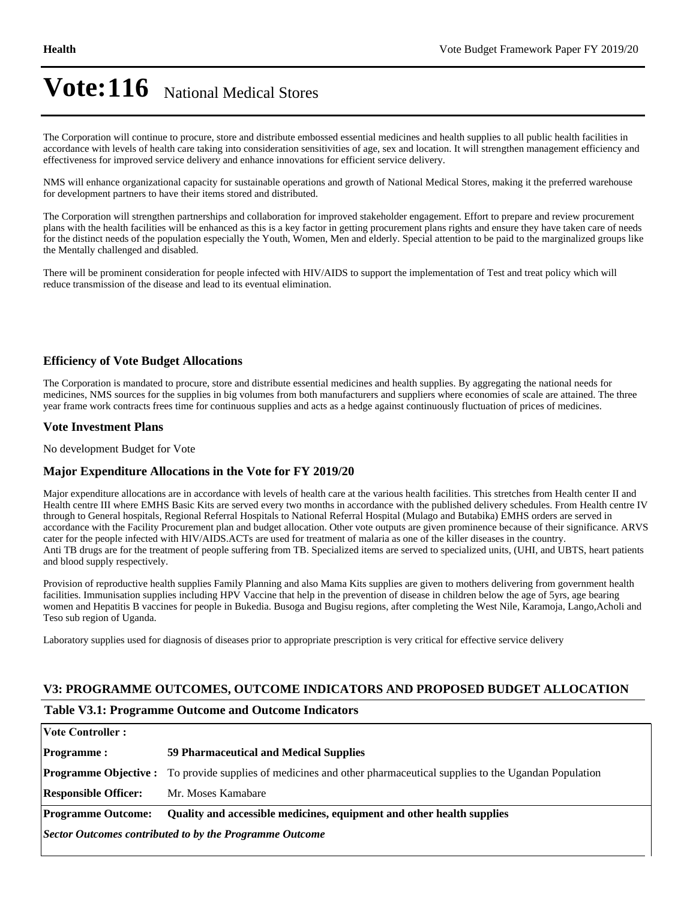# Vote:116 National Medical Stores

The Corporation will continue to procure, store and distribute embossed essential medicines and health supplies to all public health facilities in accordance with levels of health care taking into consideration sensitivities of age, sex and location. It will strengthen management efficiency and effectiveness for improved service delivery and enhance innovations for efficient service delivery.

NMS will enhance organizational capacity for sustainable operations and growth of National Medical Stores, making it the preferred warehouse for development partners to have their items stored and distributed.

The Corporation will strengthen partnerships and collaboration for improved stakeholder engagement. Effort to prepare and review procurement plans with the health facilities will be enhanced as this is a key factor in getting procurement plans rights and ensure they have taken care of needs for the distinct needs of the population especially the Youth, Women, Men and elderly. Special attention to be paid to the marginalized groups like the Mentally challenged and disabled.

There will be prominent consideration for people infected with HIV/AIDS to support the implementation of Test and treat policy which will reduce transmission of the disease and lead to its eventual elimination.

### Efficiency of Vote Budget Allocations

The Corporation is mandated to procure, store and distribute essential medicines and health supplies. By aggregating the national needs for medicines, NMS sources for the supplies in big volumes from both manufacturers and suppliers where economies of scale are attained. The three year frame work contracts frees time for continuous supplies and acts as a hedge against continuously fluctuation of prices of medicines.

### Vote Investment Plans

No development Budget for Vote

### Major Expenditure Allocations in the Vote for FY 2019/20

Major expenditure allocations are in accordance with levels of health care at the various health facilities. This stretches from Health center II and Health centre III where EMHS Basic Kits are served every two months in accordance with the published delivery schedules. From Health centre IV through to General hospitals, Regional Referral Hospitals to National Referral Hospital (Mulago and Butabika) EMHS orders are served in accordance with the Facility Procurement plan and budget allocation. Other vote outputs are given prominence because of their significance. ARVS cater for the people infected with HIV/AIDS.ACTs are used for treatment of malaria as one of the killer diseases in the country.
Anti TB drugs are for the treatment of people suffering from TB. Specialized items are served to specialized units, (UHI, and UBTS, heart patients and blood supply respectively.

Provision of reproductive health supplies Family Planning and also Mama Kits supplies are given to mothers delivering from government health facilities. Immunisation supplies including HPV Vaccine that help in the prevention of disease in children below the age of 5yrs, age bearing women and Hepatitis B vaccines for people in Bukedia. Busoga and Bugisu regions, after completing the West Nile, Karamoja, Lango,Acholi and Teso sub region of Uganda.

Laboratory supplies used for diagnosis of diseases prior to appropriate prescription is very critical for effective service delivery

## V3: PROGRAMME OUTCOMES, OUTCOME INDICATORS AND PROPOSED BUDGET ALLOCATION

### Table V3.1: Programme Outcome and Outcome Indicators

| | |
|---|---|
| **Vote Controller :** | |
| **Programme :** | **59 Pharmaceutical and Medical Supplies** |
| **Programme Objective :** | To provide supplies of medicines and other pharmaceutical supplies to the Ugandan Population |
| **Responsible Officer:** | Mr. Moses Kamabare |
| **Programme Outcome:** | **Quality and accessible medicines, equipment and other health supplies** |
| ***Sector Outcomes contributed to by the Programme Outcome*** | |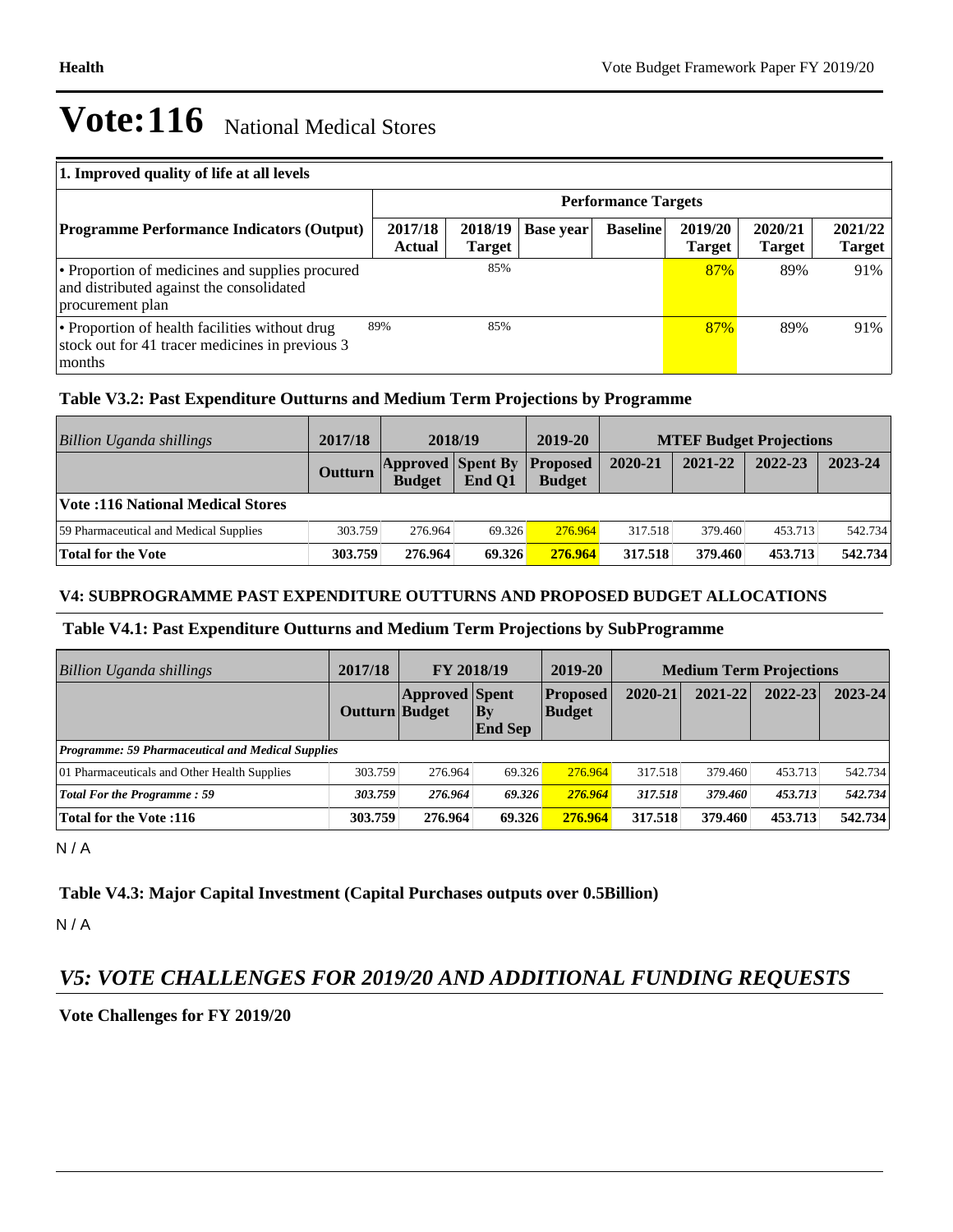# Vote:116 National Medical Stores

| 1. Improved quality of life at all levels | | | | | | | |
|---|---|---|---|---|---|---|---|
| | Performance Targets | | | | | | |
| **Programme Performance Indicators (Output)** | **2017/18 Actual** | **2018/19 Target** | **Base year** | **Baseline** | **2019/20 Target** | **2020/21 Target** | **2021/22 Target** |
| • Proportion of medicines and supplies procured and distributed against the consolidated procurement plan | | 85% | | | 87% | 89% | 91% |
| • Proportion of health facilities without drug stock out for 41 tracer medicines in previous 3 months | 89% | 85% | | | 87% | 89% | 91% |

### Table V3.2: Past Expenditure Outturns and Medium Term Projections by Programme

| *Billion Uganda shillings* | 2017/18 | 2018/19 | | 2019-20 | MTEF Budget Projections | | | |
|---|---|---|---|---|---|---|---|---|
| | **Outturn** | **Approved Budget** | **Spent By End Q1** | **Proposed Budget** | **2020-21** | **2021-22** | **2022-23** | **2023-24** |
| **Vote :116 National Medical Stores** | | | | | | | | |
| 59 Pharmaceutical and Medical Supplies | 303.759 | 276.964 | 69.326 | 276.964 | 317.518 | 379.460 | 453.713 | 542.734 |
| **Total for the Vote** | **303.759** | **276.964** | **69.326** | **276.964** | **317.518** | **379.460** | **453.713** | **542.734** |

### V4: SUBPROGRAMME PAST EXPENDITURE OUTTURNS AND PROPOSED BUDGET ALLOCATIONS

### Table V4.1: Past Expenditure Outturns and Medium Term Projections by SubProgramme

| *Billion Uganda shillings* | 2017/18 | FY 2018/19 | | 2019-20 | Medium Term Projections | | | |
|---|---|---|---|---|---|---|---|---|
| | **Outturn** | **Approved Budget** | **Spent By End Sep** | **Proposed Budget** | **2020-21** | **2021-22** | **2022-23** | **2023-24** |
| ***Programme: 59 Pharmaceutical and Medical Supplies*** | | | | | | | | |
| 01 Pharmaceuticals and Other Health Supplies | 303.759 | 276.964 | 69.326 | 276.964 | 317.518 | 379.460 | 453.713 | 542.734 |
| ***Total For the Programme : 59*** | ***303.759*** | ***276.964*** | ***69.326*** | ***276.964*** | ***317.518*** | ***379.460*** | ***453.713*** | ***542.734*** |
| **Total for the Vote :116** | **303.759** | **276.964** | **69.326** | **276.964** | **317.518** | **379.460** | **453.713** | **542.734** |

N / A

### Table V4.3: Major Capital Investment (Capital Purchases outputs over 0.5Billion)

N / A

## *V5: VOTE CHALLENGES FOR 2019/20 AND ADDITIONAL FUNDING REQUESTS*

**Vote Challenges for FY 2019/20**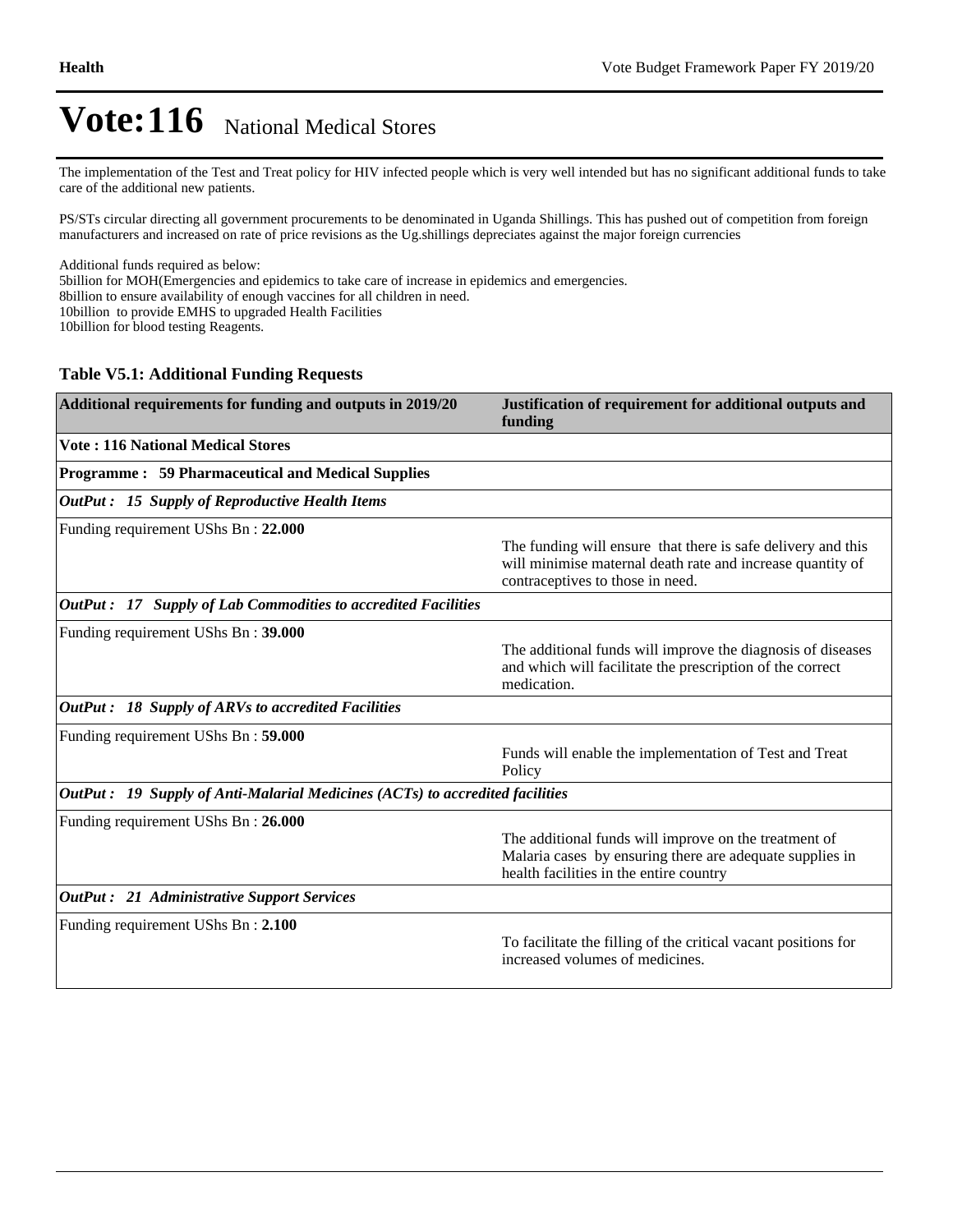# Vote:116 National Medical Stores

The implementation of the Test and Treat policy for HIV infected people which is very well intended but has no significant additional funds to take care of the additional new patients.

PS/STs circular directing all government procurements to be denominated in Uganda Shillings. This has pushed out of competition from foreign manufacturers and increased on rate of price revisions as the Ug.shillings depreciates against the major foreign currencies

Additional funds required as below:
5billion for MOH(Emergencies and epidemics to take care of increase in epidemics and emergencies.
8billion to ensure availability of enough vaccines for all children in need.
10billion to provide EMHS to upgraded Health Facilities
10billion for blood testing Reagents.

### Table V5.1: Additional Funding Requests

| Additional requirements for funding and outputs in 2019/20 | Justification of requirement for additional outputs and funding |
|---|---|
| **Vote : 116 National Medical Stores** | |
| **Programme : 59 Pharmaceutical and Medical Supplies** | |
| ***OutPut : 15 Supply of Reproductive Health Items*** | |
| Funding requirement UShs Bn : **22.000** | The funding will ensure that there is safe delivery and this will minimise maternal death rate and increase quantity of contraceptives to those in need. |
| ***OutPut : 17 Supply of Lab Commodities to accredited Facilities*** | |
| Funding requirement UShs Bn : **39.000** | The additional funds will improve the diagnosis of diseases and which will facilitate the prescription of the correct medication. |
| ***OutPut : 18 Supply of ARVs to accredited Facilities*** | |
| Funding requirement UShs Bn : **59.000** | Funds will enable the implementation of Test and Treat Policy |
| ***OutPut : 19 Supply of Anti-Malarial Medicines (ACTs) to accredited facilities*** | |
| Funding requirement UShs Bn : **26.000** | The additional funds will improve on the treatment of Malaria cases by ensuring there are adequate supplies in health facilities in the entire country |
| ***OutPut : 21 Administrative Support Services*** | |
| Funding requirement UShs Bn : **2.100** | To facilitate the filling of the critical vacant positions for increased volumes of medicines. |